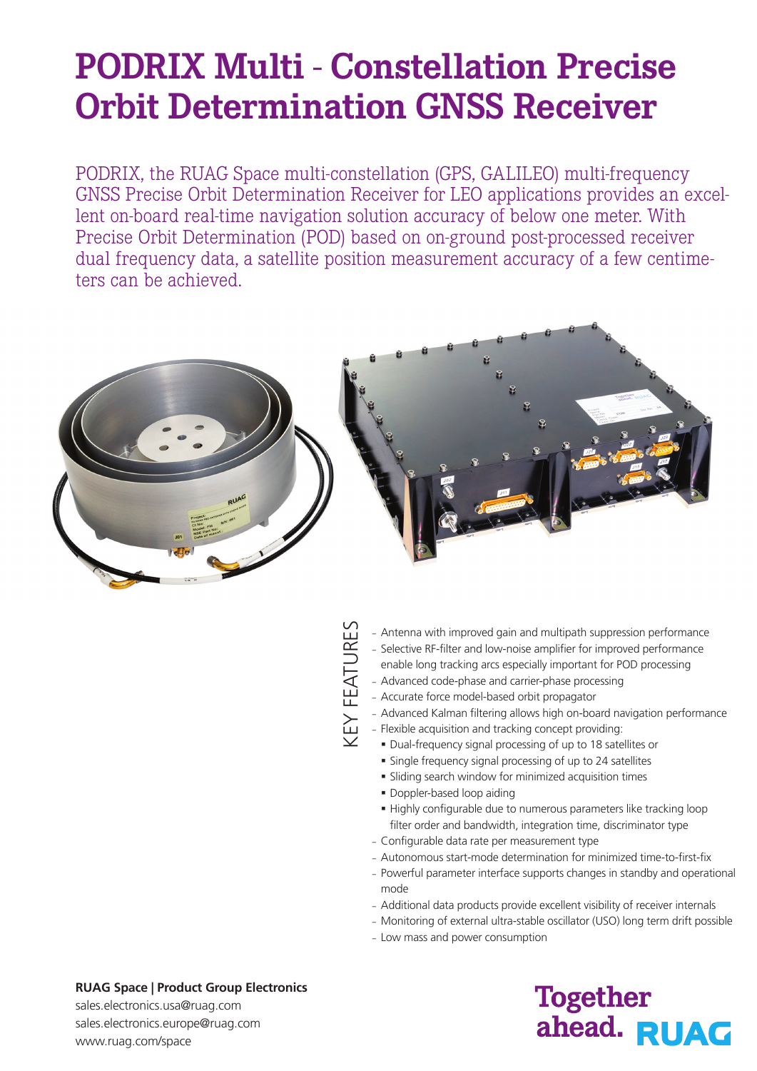# PODRIX Multi - Constellation Precise Orbit Determination GNSS Receiver

PODRIX, the RUAG Space multi-constellation (GPS, GALILEO) multi-frequency GNSS Precise Orbit Determination Receiver for LEO applications provides an excellent on-board real-time navigation solution accuracy of below one meter. With Precise Orbit Determination (POD) based on on-ground post-processed receiver dual frequency data, a satellite position measurement accuracy of a few centimeters can be achieved.

## KEY FEATURES

- Antenna with improved gain and multipath suppression performance
- Selective RF-filter and low-noise amplifier for improved performance enable long tracking arcs especially important for POD processing
- Advanced code-phase and carrier-phase processing
- Accurate force model-based orbit propagator
- Advanced Kalman filtering allows high on-board navigation performance
- Flexible acquisition and tracking concept providing:
  - Dual-frequency signal processing of up to 18 satellites or
  - Single frequency signal processing of up to 24 satellites
  - Sliding search window for minimized acquisition times
  - Doppler-based loop aiding
  - Highly configurable due to numerous parameters like tracking loop filter order and bandwidth, integration time, discriminator type
- Configurable data rate per measurement type
- Autonomous start-mode determination for minimized time-to-first-fix
- Powerful parameter interface supports changes in standby and operational mode
- Additional data products provide excellent visibility of receiver internals
- Monitoring of external ultra-stable oscillator (USO) long term drift possible
- Low mass and power consumption

**RUAG Space | Product Group Electronics**
sales.electronics.usa@ruag.com
sales.electronics.europe@ruag.com
www.ruag.com/space

Together ahead. RUAG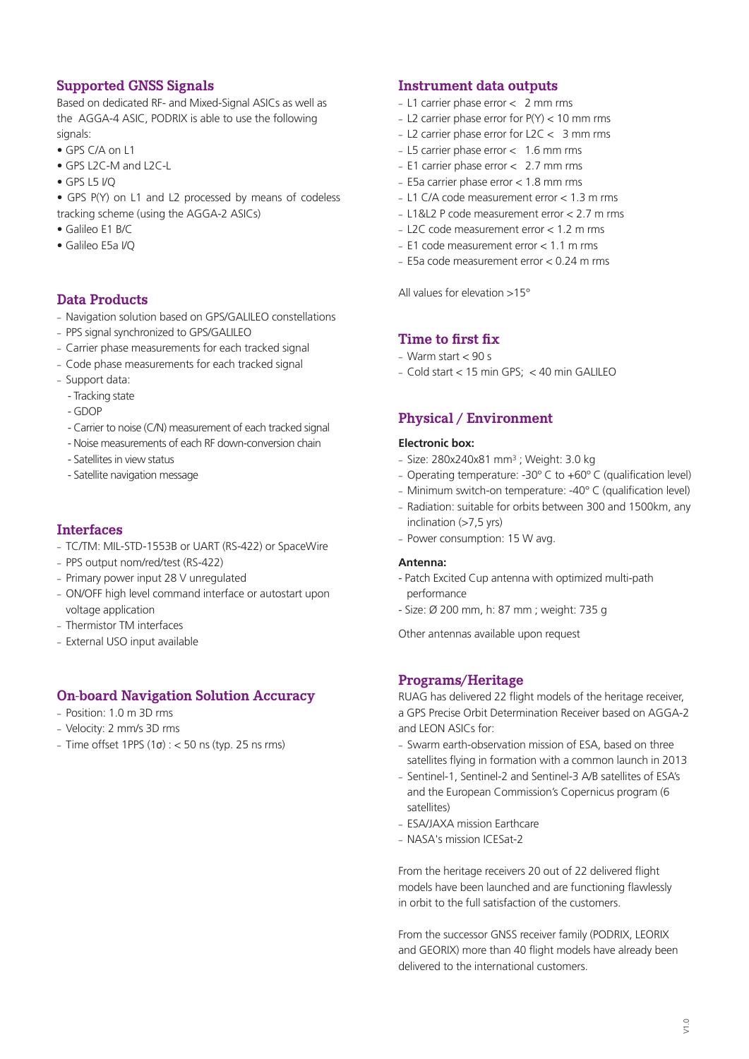## Supported GNSS Signals

Based on dedicated RF- and Mixed-Signal ASICs as well as the AGGA-4 ASIC, PODRIX is able to use the following signals:

- GPS C/A on L1
- GPS L2C-M and L2C-L
- GPS L5 I/Q
- GPS P(Y) on L1 and L2 processed by means of codeless tracking scheme (using the AGGA-2 ASICs)
- Galileo E1 B/C
- Galileo E5a I/Q

## Data Products

- Navigation solution based on GPS/GALILEO constellations
- PPS signal synchronized to GPS/GALILEO
- Carrier phase measurements for each tracked signal
- Code phase measurements for each tracked signal
- Support data:
  - Tracking state
  - GDOP
  - Carrier to noise (C/N) measurement of each tracked signal
  - Noise measurements of each RF down-conversion chain
  - Satellites in view status
  - Satellite navigation message

## Interfaces

- TC/TM: MIL-STD-1553B or UART (RS-422) or SpaceWire
- PPS output nom/red/test (RS-422)
- Primary power input 28 V unregulated
- ON/OFF high level command interface or autostart upon voltage application
- Thermistor TM interfaces
- External USO input available

## On-board Navigation Solution Accuracy

- Position: 1.0 m 3D rms
- Velocity: 2 mm/s 3D rms
- Time offset 1PPS (1σ) : < 50 ns (typ. 25 ns rms)

## Instrument data outputs

- L1 carrier phase error < 2 mm rms
- L2 carrier phase error for P(Y) < 10 mm rms
- L2 carrier phase error for L2C < 3 mm rms
- L5 carrier phase error < 1.6 mm rms
- E1 carrier phase error < 2.7 mm rms
- E5a carrier phase error < 1.8 mm rms
- L1 C/A code measurement error < 1.3 m rms
- L1&L2 P code measurement error < 2.7 m rms
- L2C code measurement error < 1.2 m rms
- E1 code measurement error < 1.1 m rms
- E5a code measurement error < 0.24 m rms

All values for elevation >15°

## Time to first fix

- Warm start < 90 s
- Cold start < 15 min GPS; < 40 min GALILEO

## Physical / Environment

**Electronic box:**

- Size: 280x240x81 mm³ ; Weight: 3.0 kg
- Operating temperature: -30° C to +60° C (qualification level)
- Minimum switch-on temperature: -40° C (qualification level)
- Radiation: suitable for orbits between 300 and 1500km, any inclination (>7,5 yrs)
- Power consumption: 15 W avg.

**Antenna:**

- Patch Excited Cup antenna with optimized multi-path performance
- Size: Ø 200 mm, h: 87 mm ; weight: 735 g

Other antennas available upon request

## Programs/Heritage

RUAG has delivered 22 flight models of the heritage receiver, a GPS Precise Orbit Determination Receiver based on AGGA-2 and LEON ASICs for:

- Swarm earth-observation mission of ESA, based on three satellites flying in formation with a common launch in 2013
- Sentinel-1, Sentinel-2 and Sentinel-3 A/B satellites of ESA's and the European Commission's Copernicus program (6 satellites)
- ESA/JAXA mission Earthcare
- NASA's mission ICESat-2

From the heritage receivers 20 out of 22 delivered flight models have been launched and are functioning flawlessly in orbit to the full satisfaction of the customers.

From the successor GNSS receiver family (PODRIX, LEORIX and GEORIX) more than 40 flight models have already been delivered to the international customers.